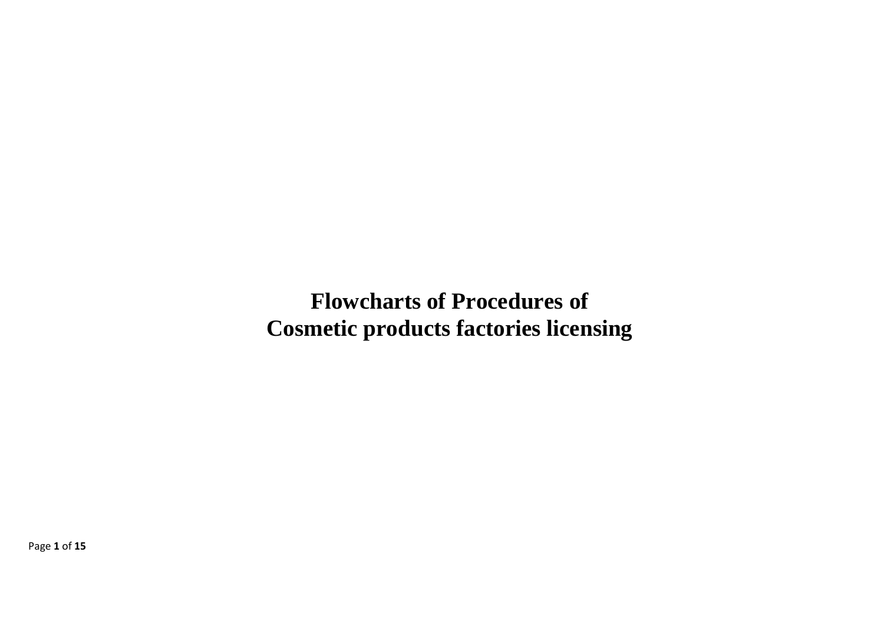# Flowcharts of Procedures of Cosmetic products factories licensing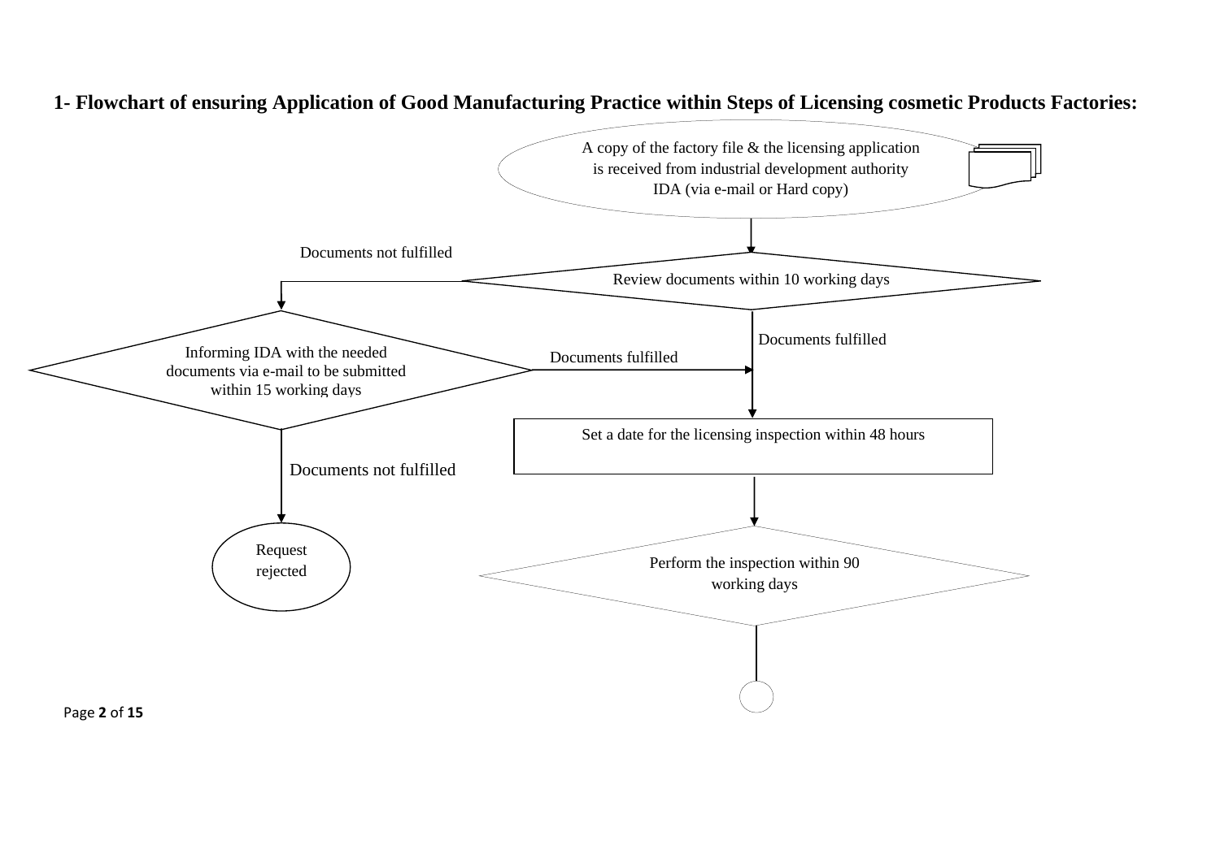**1- Flowchart of ensuring Application of Good Manufacturing Practice within Steps of Licensing cosmetic Products Factories:**

A copy of the factory file & the licensing application is received from industrial development authority IDA (via e-mail or Hard copy)

Review documents within 10 working days

Documents not fulfilled

Informing IDA with the needed documents via e-mail to be submitted within 15 working days

Documents fulfilled

Documents fulfilled

Set a date for the licensing inspection within 48 hours

Documents not fulfilled

Request rejected

Perform the inspection within 90 working days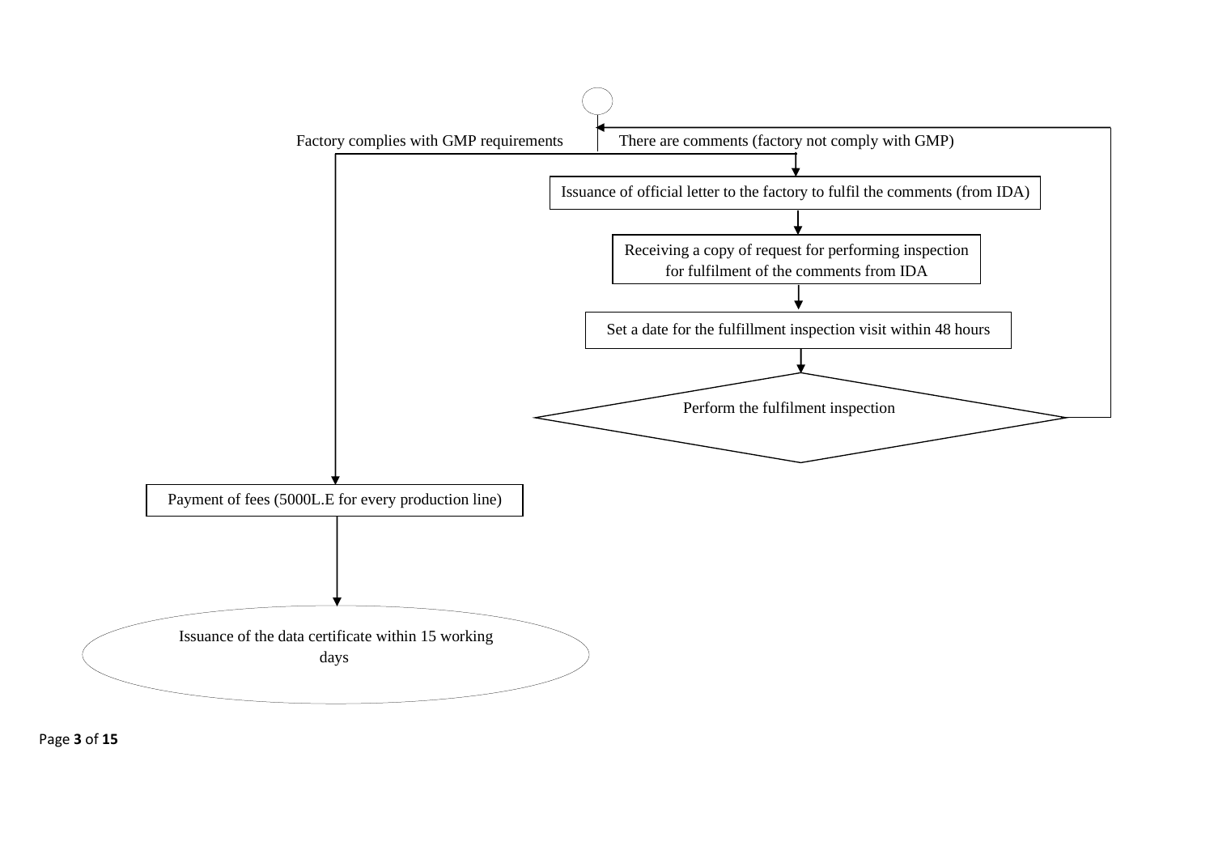Factory complies with GMP requirements

There are comments (factory not comply with GMP)

Issuance of official letter to the factory to fulfil the comments (from IDA)

Receiving a copy of request for performing inspection for fulfilment of the comments from IDA

Set a date for the fulfillment inspection visit within 48 hours

Perform the fulfilment inspection

Payment of fees (5000L.E for every production line)

Issuance of the data certificate within 15 working days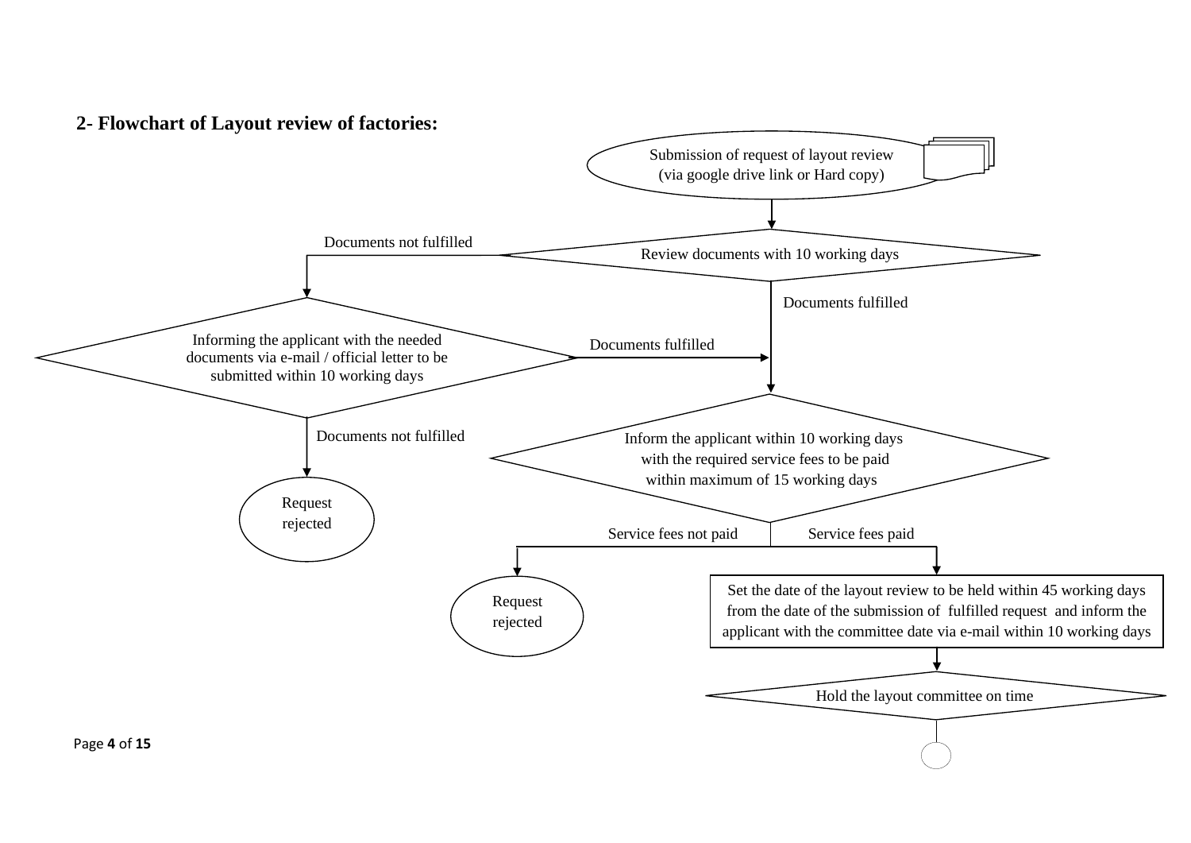## 2- Flowchart of Layout review of factories:

Submission of request of layout review (via google drive link or Hard copy)

Review documents with 10 working days

Documents not fulfilled

Informing the applicant with the needed documents via e-mail / official letter to be submitted within 10 working days

Documents not fulfilled

Request rejected

Documents fulfilled

Documents fulfilled

Inform the applicant within 10 working days with the required service fees to be paid within maximum of 15 working days

Service fees not paid

Request rejected

Service fees paid

Set the date of the layout review to be held within 45 working days from the date of the submission of fulfilled request and inform the applicant with the committee date via e-mail within 10 working days

Hold the layout committee on time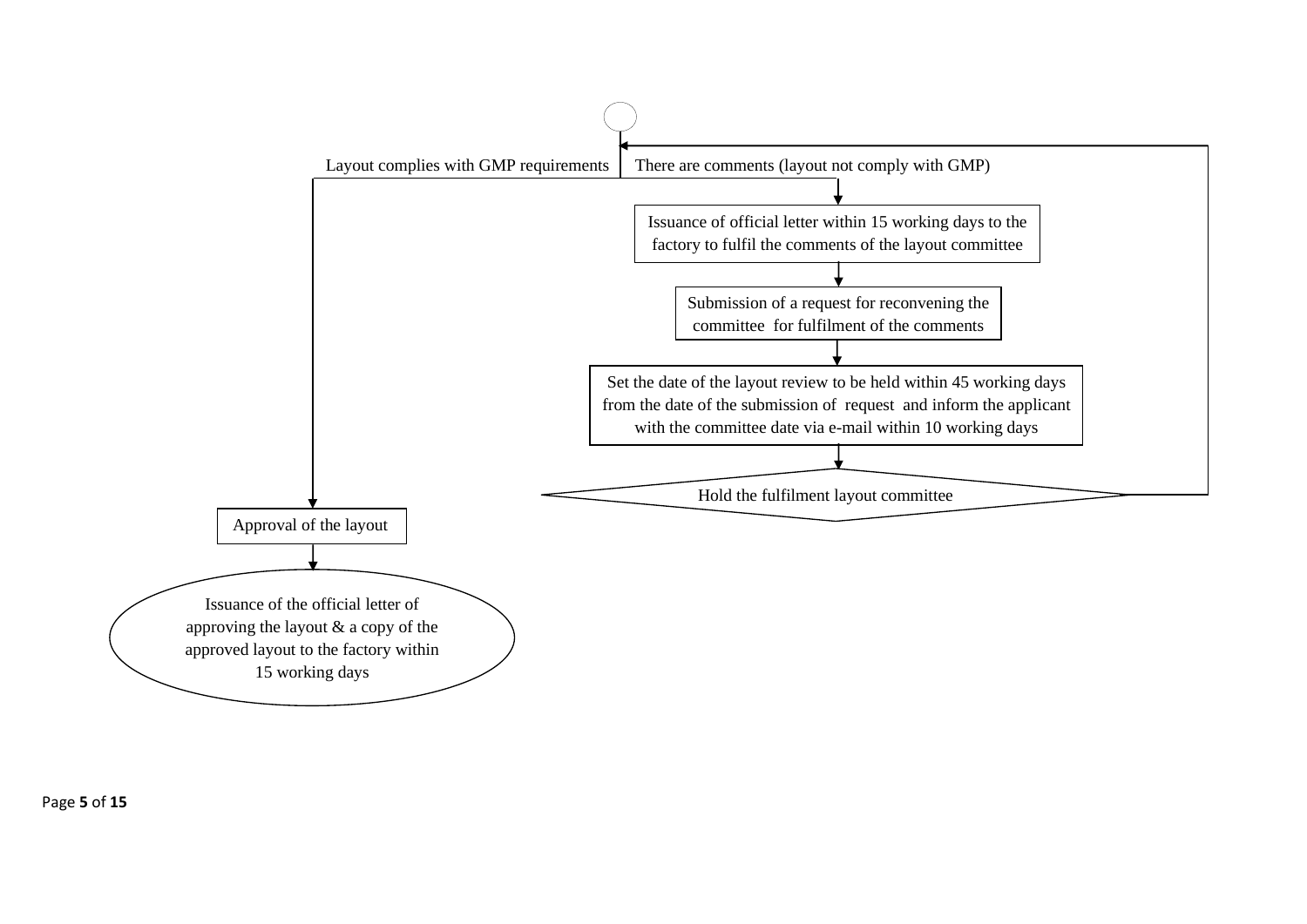Layout complies with GMP requirements

There are comments (layout not comply with GMP)

Issuance of official letter within 15 working days to the factory to fulfil the comments of the layout committee

Submission of a request for reconvening the committee for fulfilment of the comments

Set the date of the layout review to be held within 45 working days from the date of the submission of request and inform the applicant with the committee date via e-mail within 10 working days

Hold the fulfilment layout committee

Approval of the layout

Issuance of the official letter of approving the layout & a copy of the approved layout to the factory within 15 working days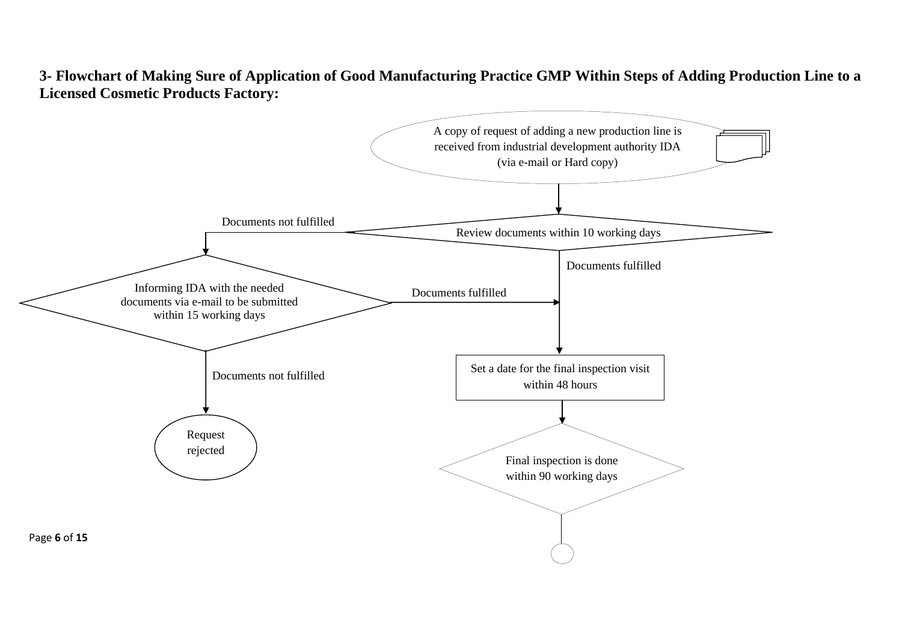**3- Flowchart of Making Sure of Application of Good Manufacturing Practice GMP Within Steps of Adding Production Line to a Licensed Cosmetic Products Factory:**

A copy of request of adding a new production line is received from industrial development authority IDA (via e-mail or Hard copy)

Review documents within 10 working days

Documents not fulfilled

Documents fulfilled

Informing IDA with the needed documents via e-mail to be submitted within 15 working days

Documents fulfilled

Documents not fulfilled

Request rejected

Set a date for the final inspection visit within 48 hours

Final inspection is done within 90 working days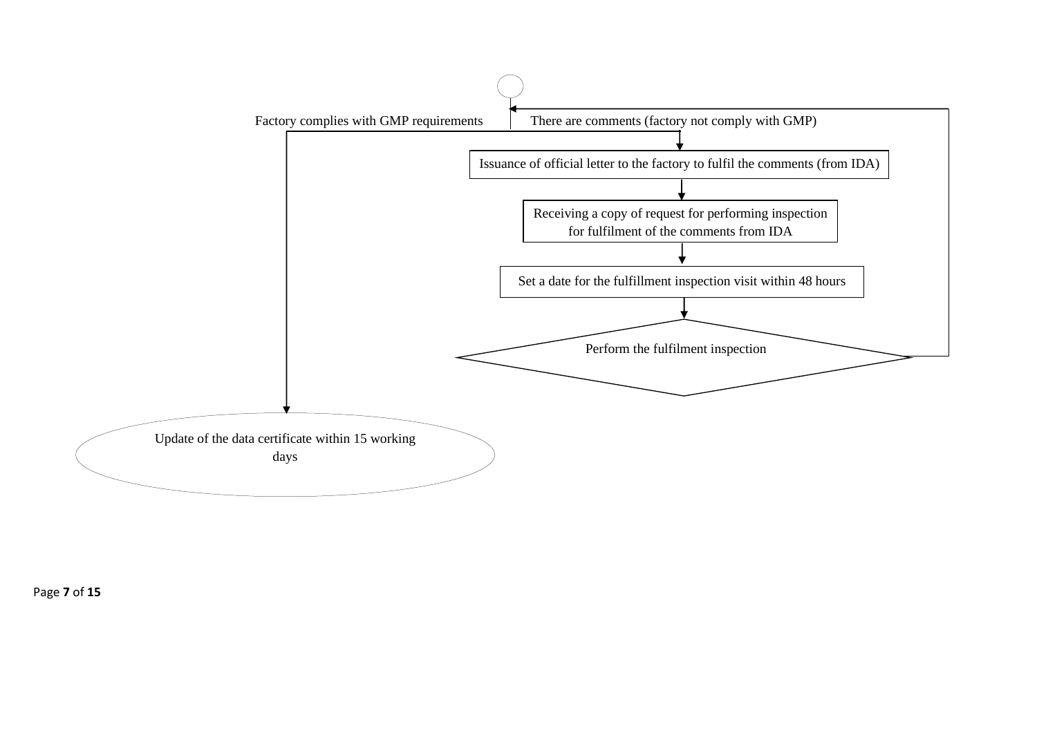Factory complies with GMP requirements

There are comments (factory not comply with GMP)

Issuance of official letter to the factory to fulfil the comments (from IDA)

Receiving a copy of request for performing inspection for fulfilment of the comments from IDA

Set a date for the fulfillment inspection visit within 48 hours

Perform the fulfilment inspection

Update of the data certificate within 15 working days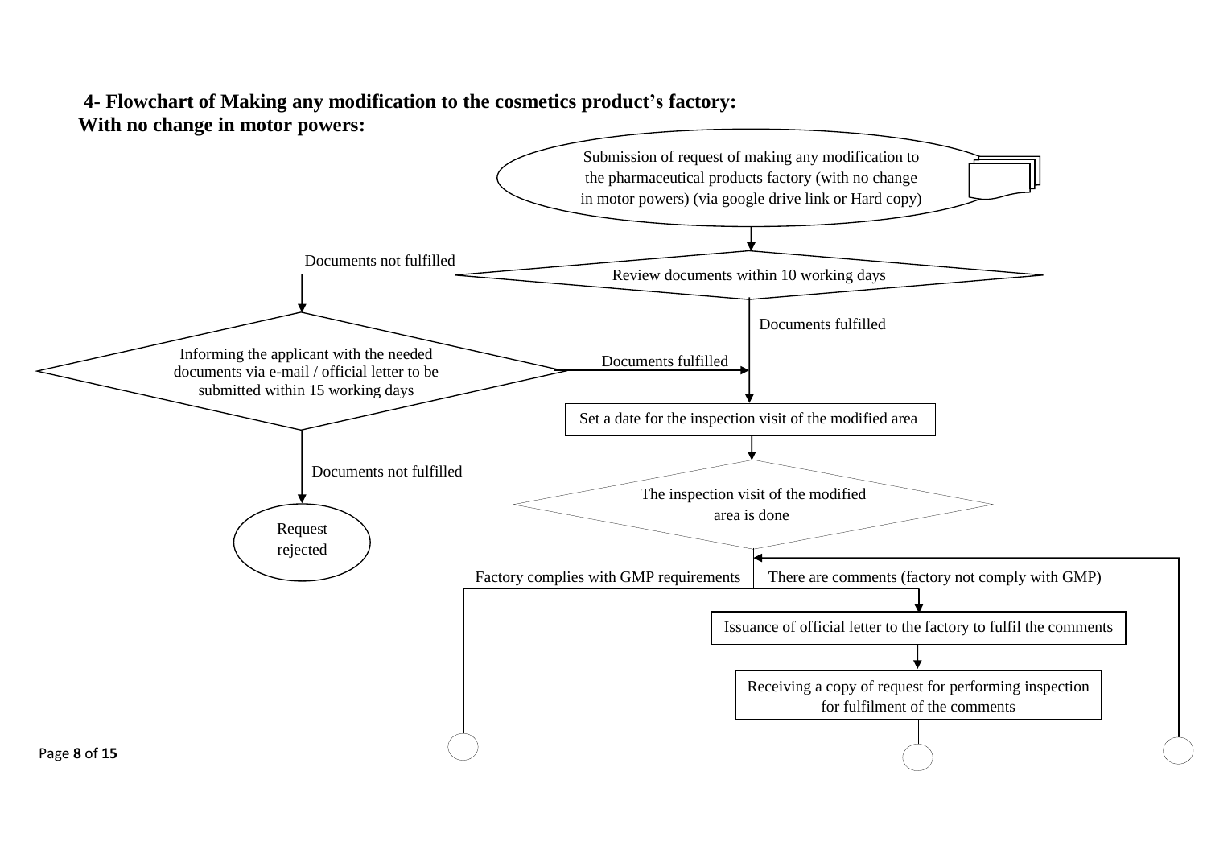**4- Flowchart of Making any modification to the cosmetics product's factory:**

**With no change in motor powers:**

Submission of request of making any modification to the pharmaceutical products factory (with no change in motor powers) (via google drive link or Hard copy)

Review documents within 10 working days

Documents not fulfilled

Informing the applicant with the needed documents via e-mail / official letter to be submitted within 15 working days

Documents fulfilled

Documents not fulfilled

Request rejected

Documents fulfilled

Set a date for the inspection visit of the modified area

The inspection visit of the modified area is done

Factory complies with GMP requirements

There are comments (factory not comply with GMP)

Issuance of official letter to the factory to fulfil the comments

Receiving a copy of request for performing inspection for fulfilment of the comments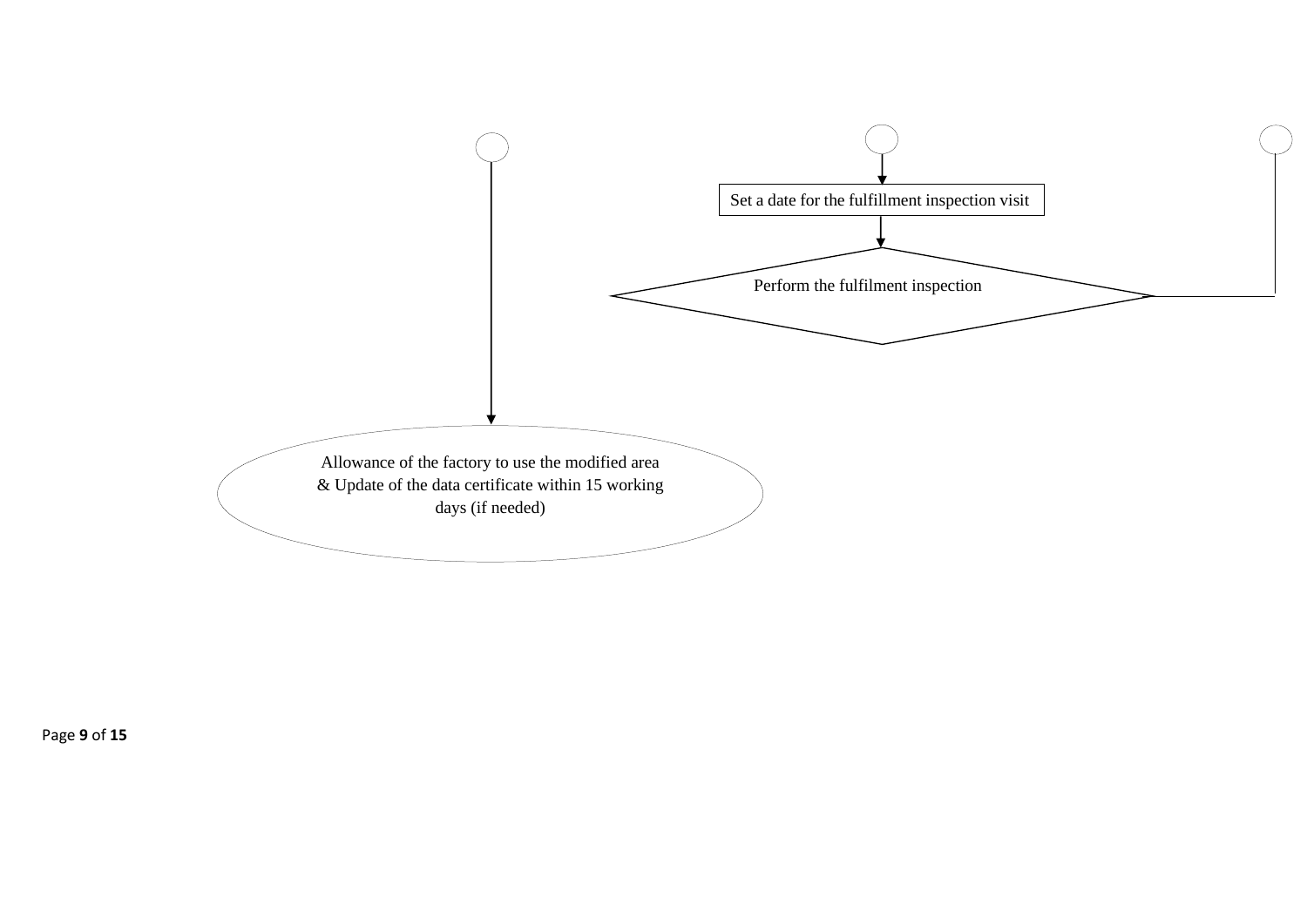Set a date for the fulfillment inspection visit

Perform the fulfilment inspection

Allowance of the factory to use the modified area & Update of the data certificate within 15 working days (if needed)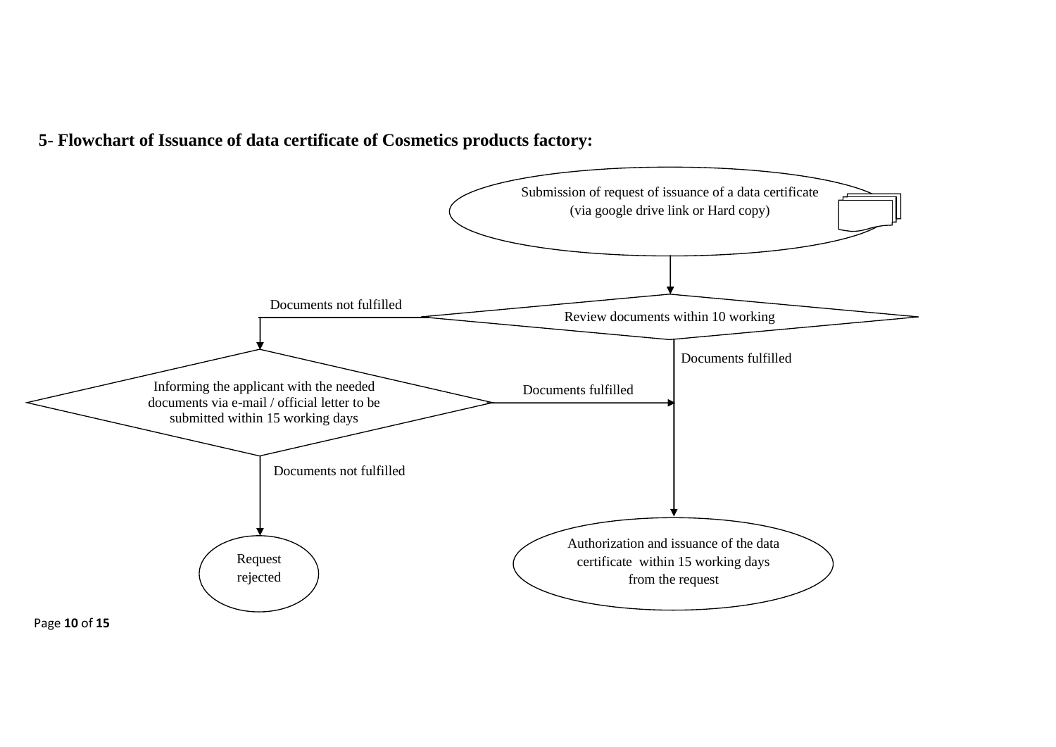**5- Flowchart of Issuance of data certificate of Cosmetics products factory:**

Submission of request of issuance of a data certificate (via google drive link or Hard copy)

Review documents within 10 working

Documents not fulfilled

Documents fulfilled

Informing the applicant with the needed documents via e-mail / official letter to be submitted within 15 working days

Documents fulfilled

Documents not fulfilled

Request rejected

Authorization and issuance of the data certificate within 15 working days from the request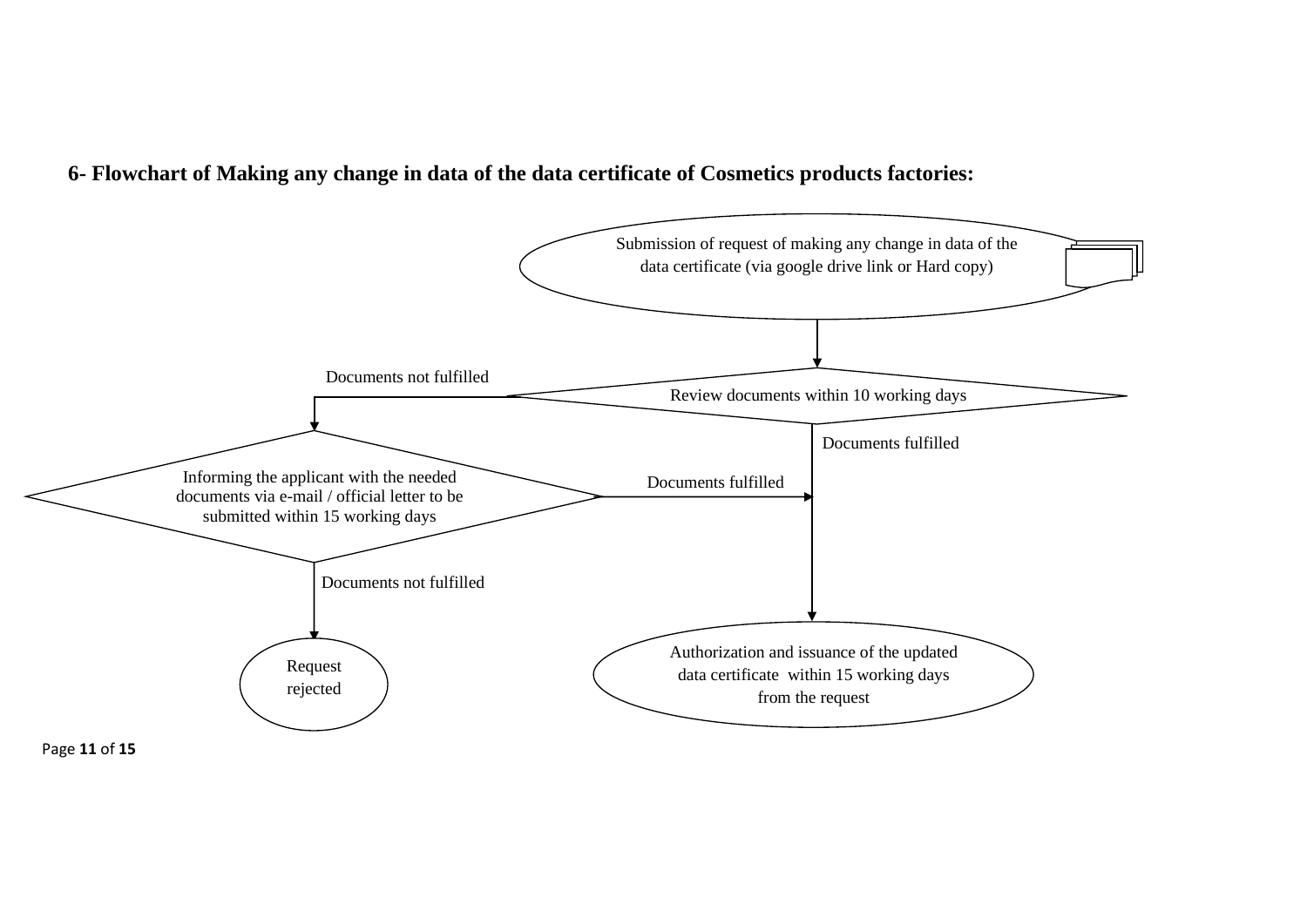**6- Flowchart of Making any change in data of the data certificate of Cosmetics products factories:**

Submission of request of making any change in data of the data certificate (via google drive link or Hard copy)

Review documents within 10 working days

Documents not fulfilled

Documents fulfilled

Informing the applicant with the needed documents via e-mail / official letter to be submitted within 15 working days

Documents fulfilled

Documents not fulfilled

Request rejected

Authorization and issuance of the updated data certificate within 15 working days from the request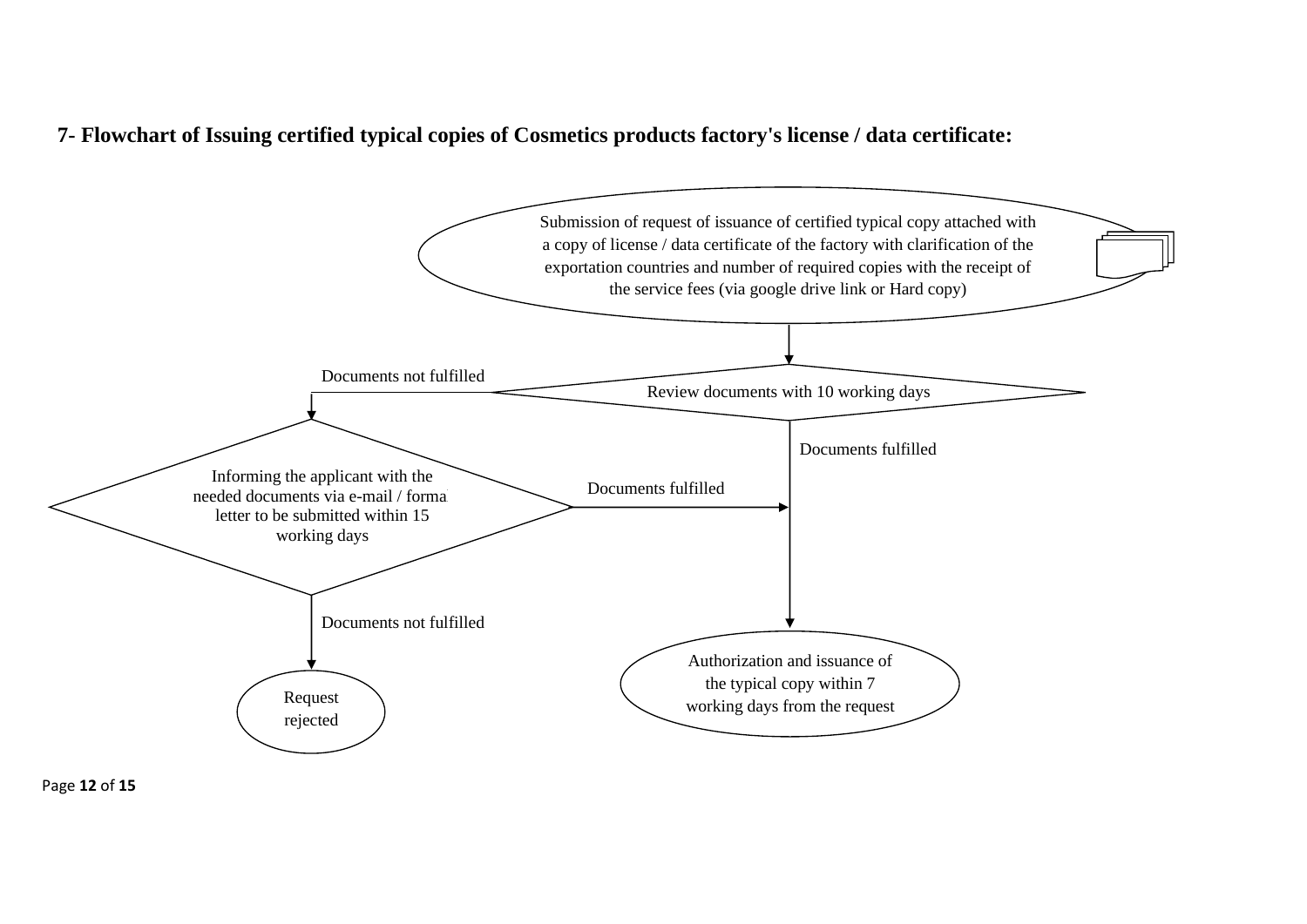**7- Flowchart of Issuing certified typical copies of Cosmetics products factory's license / data certificate:**

Submission of request of issuance of certified typical copy attached with a copy of license / data certificate of the factory with clarification of the exportation countries and number of required copies with the receipt of the service fees (via google drive link or Hard copy)

Review documents with 10 working days

Documents not fulfilled

Informing the applicant with the needed documents via e-mail / formal letter to be submitted within 15 working days

Documents fulfilled

Documents fulfilled

Documents not fulfilled

Request rejected

Authorization and issuance of the typical copy within 7 working days from the request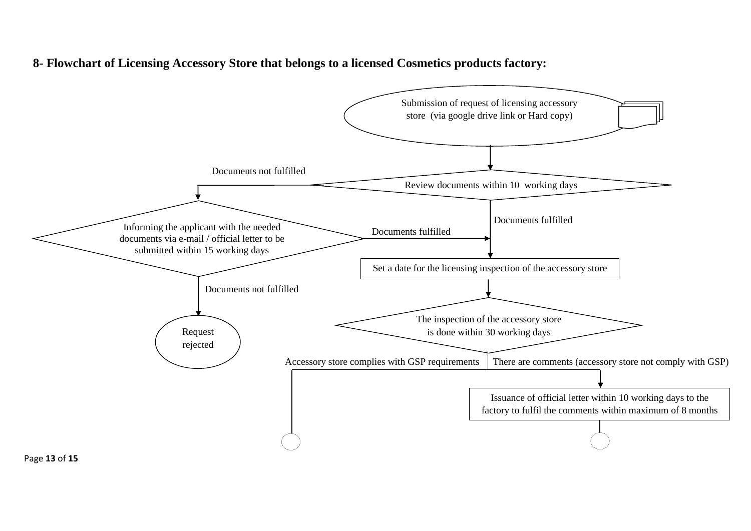## 8- Flowchart of Licensing Accessory Store that belongs to a licensed Cosmetics products factory:

Submission of request of licensing accessory store (via google drive link or Hard copy)

Review documents within 10 working days

Documents not fulfilled

Informing the applicant with the needed documents via e-mail / official letter to be submitted within 15 working days

Documents fulfilled

Documents fulfilled

Set a date for the licensing inspection of the accessory store

Documents not fulfilled

Request rejected

The inspection of the accessory store is done within 30 working days

Accessory store complies with GSP requirements

There are comments (accessory store not comply with GSP)

Issuance of official letter within 10 working days to the factory to fulfil the comments within maximum of 8 months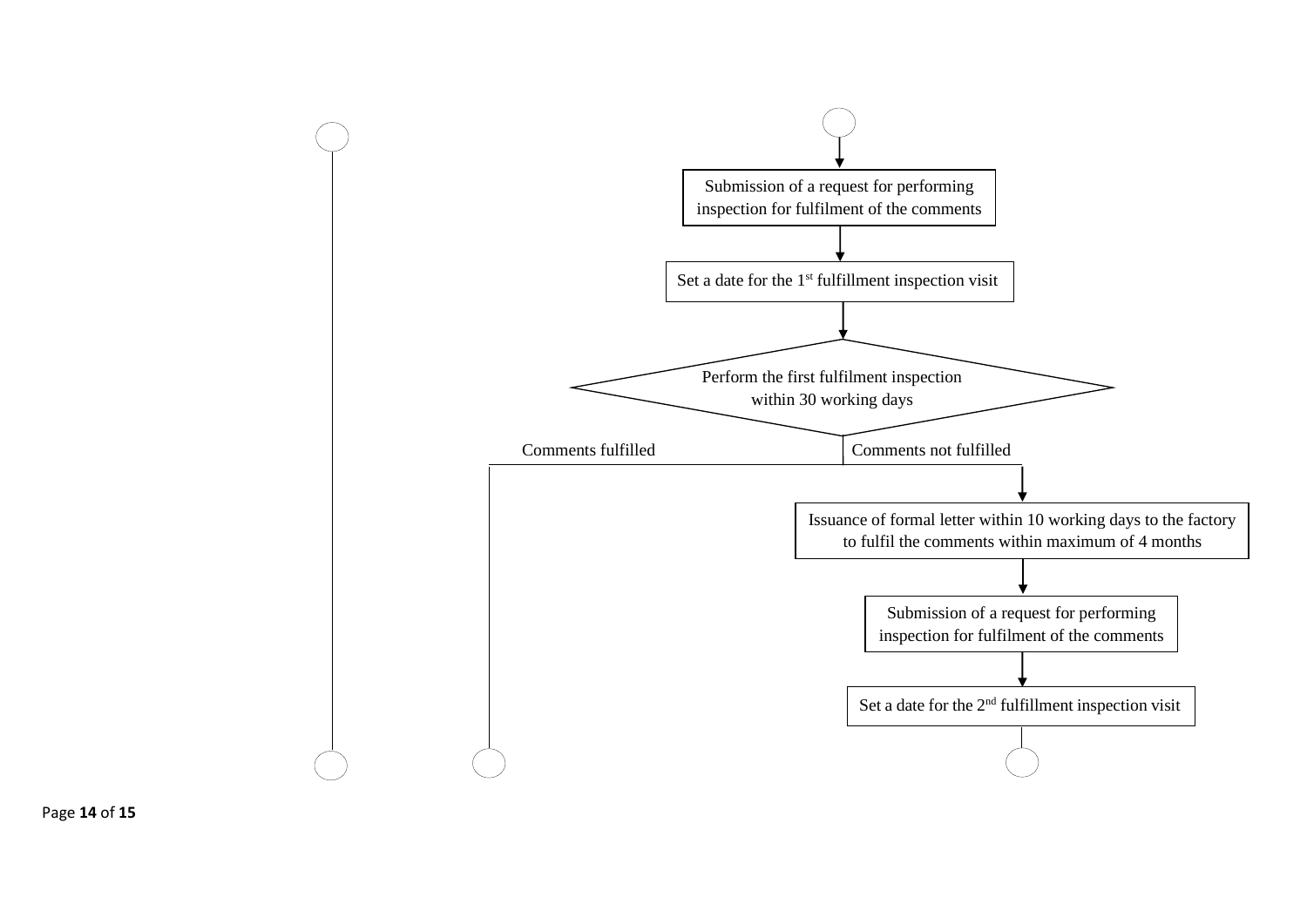Submission of a request for performing inspection for fulfilment of the comments

Set a date for the 1st fulfillment inspection visit

Perform the first fulfilment inspection within 30 working days

Comments fulfilled

Comments not fulfilled

Issuance of formal letter within 10 working days to the factory to fulfil the comments within maximum of 4 months

Submission of a request for performing inspection for fulfilment of the comments

Set a date for the 2nd fulfillment inspection visit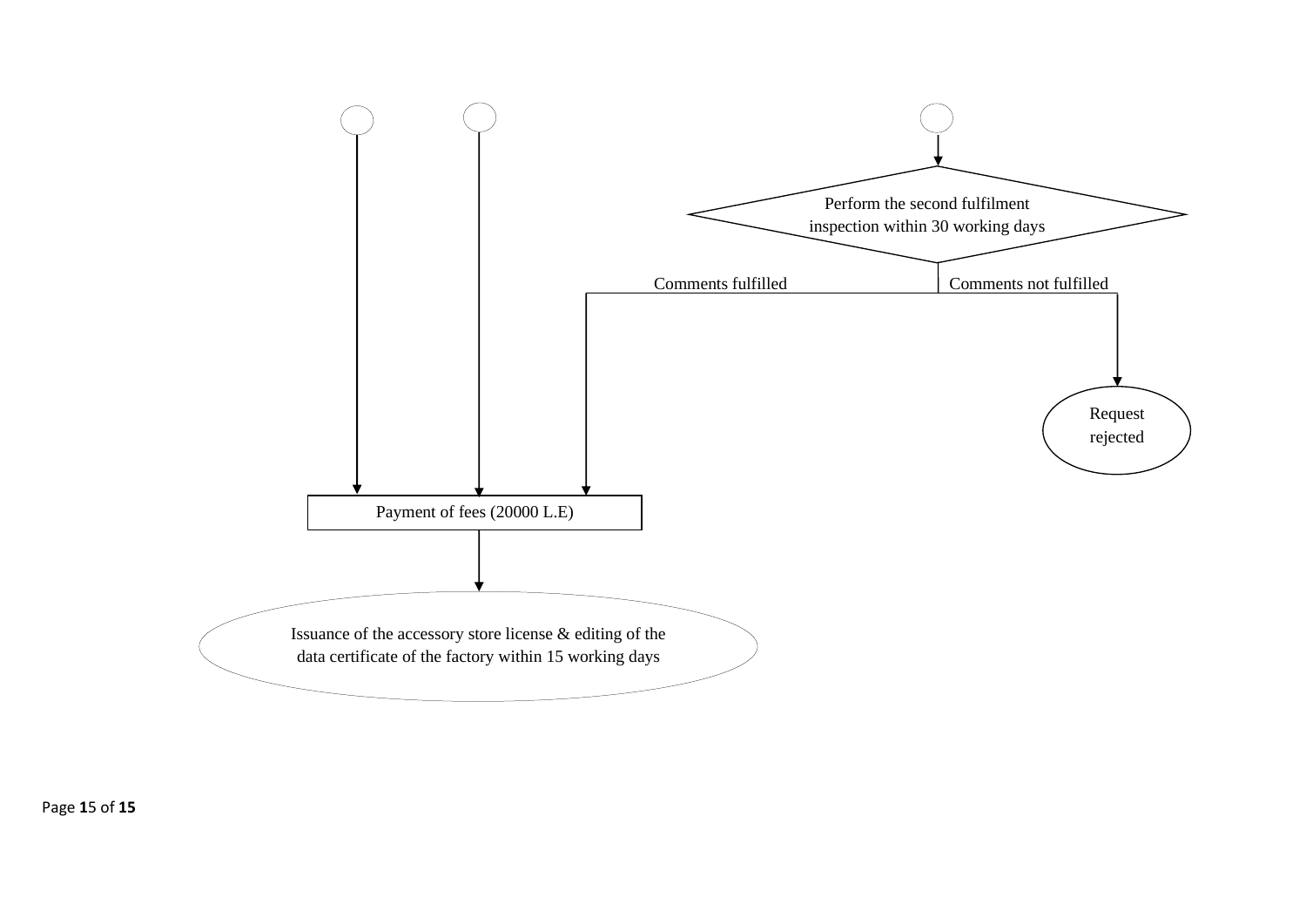Perform the second fulfilment inspection within 30 working days

Comments fulfilled

Comments not fulfilled

Request rejected

Payment of fees (20000 L.E)

Issuance of the accessory store license & editing of the data certificate of the factory within 15 working days